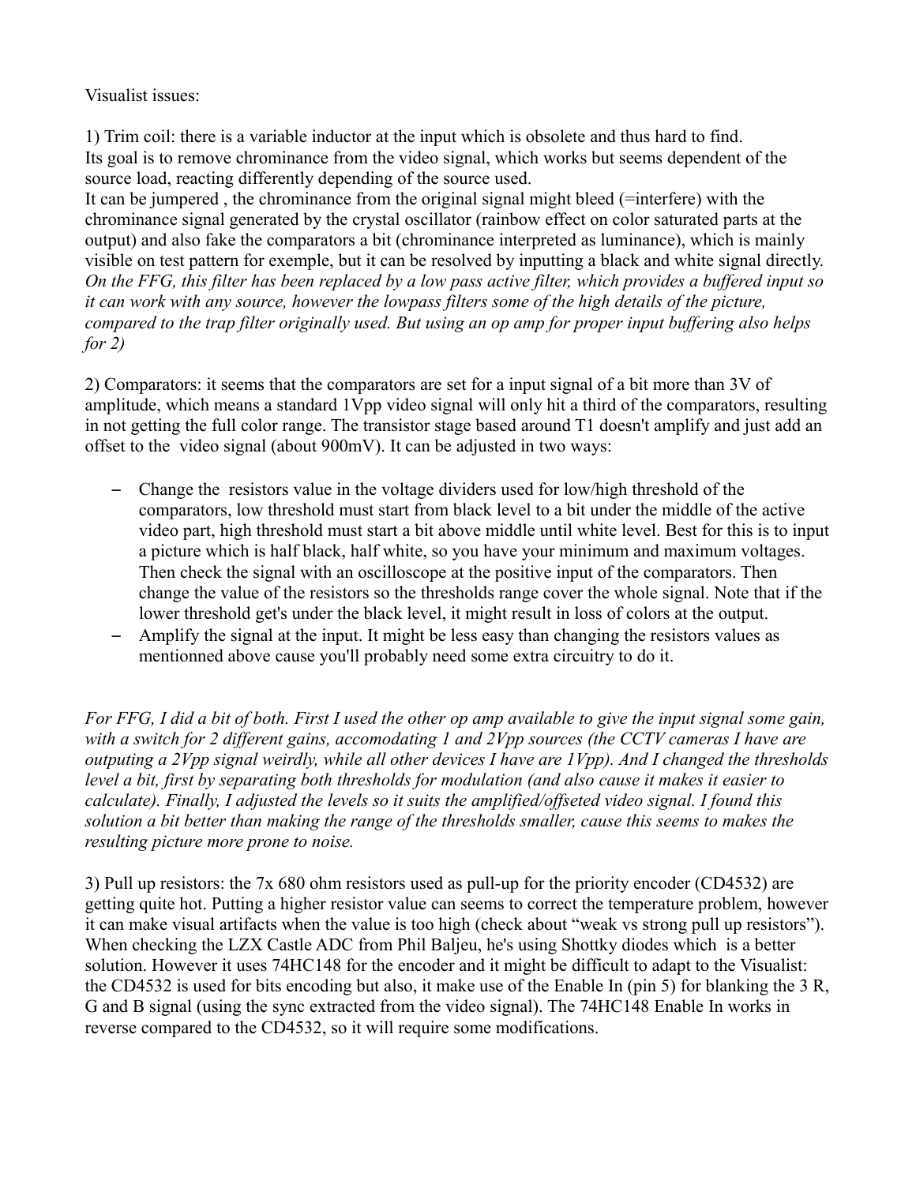Visualist issues:

1) Trim coil: there is a variable inductor at the input which is obsolete and thus hard to find. Its goal is to remove chrominance from the video signal, which works but seems dependent of the source load, reacting differently depending of the source used.
It can be jumpered , the chrominance from the original signal might bleed (=interfere) with the chrominance signal generated by the crystal oscillator (rainbow effect on color saturated parts at the output) and also fake the comparators a bit (chrominance interpreted as luminance), which is mainly visible on test pattern for exemple, but it can be resolved by inputting a black and white signal directly.
*On the FFG, this filter has been replaced by a low pass active filter, which provides a buffered input so it can work with any source, however the lowpass filters some of the high details of the picture, compared to the trap filter originally used. But using an op amp for proper input buffering also helps for 2)*

2) Comparators: it seems that the comparators are set for a input signal of a bit more than 3V of amplitude, which means a standard 1Vpp video signal will only hit a third of the comparators, resulting in not getting the full color range. The transistor stage based around T1 doesn't amplify and just add an offset to the video signal (about 900mV). It can be adjusted in two ways:

- Change the resistors value in the voltage dividers used for low/high threshold of the comparators, low threshold must start from black level to a bit under the middle of the active video part, high threshold must start a bit above middle until white level. Best for this is to input a picture which is half black, half white, so you have your minimum and maximum voltages. Then check the signal with an oscilloscope at the positive input of the comparators. Then change the value of the resistors so the thresholds range cover the whole signal. Note that if the lower threshold get's under the black level, it might result in loss of colors at the output.
- Amplify the signal at the input. It might be less easy than changing the resistors values as mentionned above cause you'll probably need some extra circuitry to do it.

*For FFG, I did a bit of both. First I used the other op amp available to give the input signal some gain, with a switch for 2 different gains, accomodating 1 and 2Vpp sources (the CCTV cameras I have are outputing a 2Vpp signal weirdly, while all other devices I have are 1Vpp). And I changed the thresholds level a bit, first by separating both thresholds for modulation (and also cause it makes it easier to calculate). Finally, I adjusted the levels so it suits the amplified/offseted video signal. I found this solution a bit better than making the range of the thresholds smaller, cause this seems to makes the resulting picture more prone to noise.*

3) Pull up resistors: the 7x 680 ohm resistors used as pull-up for the priority encoder (CD4532) are getting quite hot. Putting a higher resistor value can seems to correct the temperature problem, however it can make visual artifacts when the value is too high (check about "weak vs strong pull up resistors"). When checking the LZX Castle ADC from Phil Baljeu, he's using Shottky diodes which is a better solution. However it uses 74HC148 for the encoder and it might be difficult to adapt to the Visualist: the CD4532 is used for bits encoding but also, it make use of the Enable In (pin 5) for blanking the 3 R, G and B signal (using the sync extracted from the video signal). The 74HC148 Enable In works in reverse compared to the CD4532, so it will require some modifications.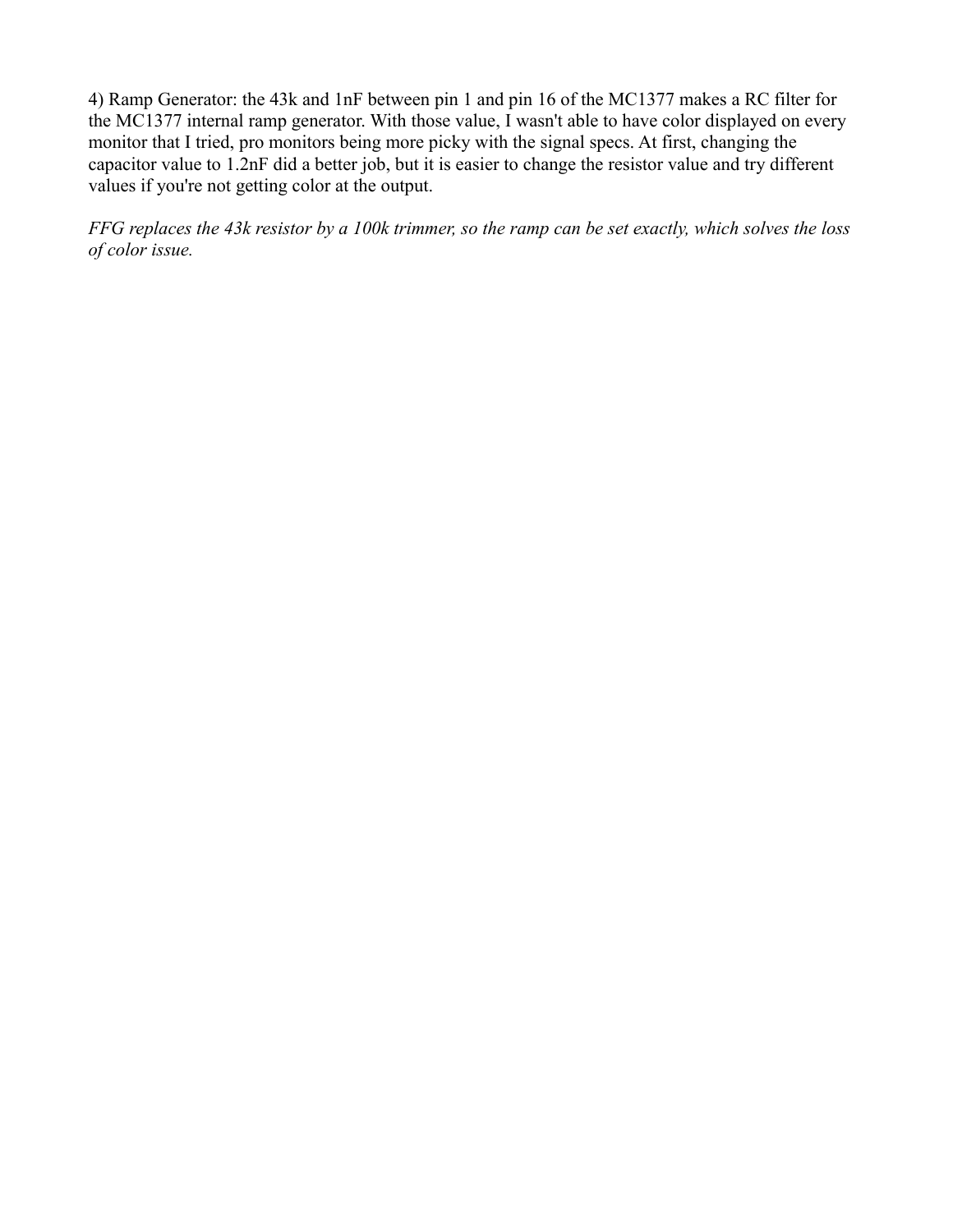4) Ramp Generator: the 43k and 1nF between pin 1 and pin 16 of the MC1377 makes a RC filter for the MC1377 internal ramp generator. With those value, I wasn't able to have color displayed on every monitor that I tried, pro monitors being more picky with the signal specs. At first, changing the capacitor value to 1.2nF did a better job, but it is easier to change the resistor value and try different values if you're not getting color at the output.

*FFG replaces the 43k resistor by a 100k trimmer, so the ramp can be set exactly, which solves the loss of color issue.*